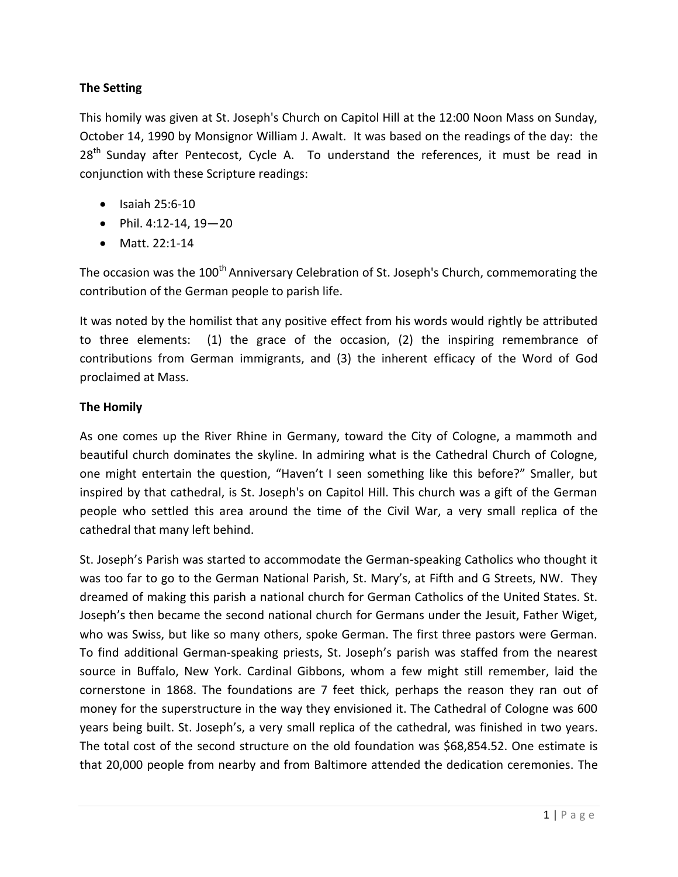**The Setting**

This homily was given at St. Joseph's Church on Capitol Hill at the 12:00 Noon Mass on Sunday, October 14, 1990 by Monsignor William J. Awalt. It was based on the readings of the day: the 28th Sunday after Pentecost, Cycle A. To understand the references, it must be read in conjunction with these Scripture readings:

- Isaiah 25:6-10
- Phil. 4:12-14, 19—20
- Matt. 22:1-14

The occasion was the 100th Anniversary Celebration of St. Joseph's Church, commemorating the contribution of the German people to parish life.

It was noted by the homilist that any positive effect from his words would rightly be attributed to three elements: (1) the grace of the occasion, (2) the inspiring remembrance of contributions from German immigrants, and (3) the inherent efficacy of the Word of God proclaimed at Mass.

**The Homily**

As one comes up the River Rhine in Germany, toward the City of Cologne, a mammoth and beautiful church dominates the skyline. In admiring what is the Cathedral Church of Cologne, one might entertain the question, "Haven't I seen something like this before?" Smaller, but inspired by that cathedral, is St. Joseph's on Capitol Hill. This church was a gift of the German people who settled this area around the time of the Civil War, a very small replica of the cathedral that many left behind.

St. Joseph's Parish was started to accommodate the German-speaking Catholics who thought it was too far to go to the German National Parish, St. Mary's, at Fifth and G Streets, NW. They dreamed of making this parish a national church for German Catholics of the United States. St. Joseph's then became the second national church for Germans under the Jesuit, Father Wiget, who was Swiss, but like so many others, spoke German. The first three pastors were German. To find additional German-speaking priests, St. Joseph's parish was staffed from the nearest source in Buffalo, New York. Cardinal Gibbons, whom a few might still remember, laid the cornerstone in 1868. The foundations are 7 feet thick, perhaps the reason they ran out of money for the superstructure in the way they envisioned it. The Cathedral of Cologne was 600 years being built. St. Joseph's, a very small replica of the cathedral, was finished in two years. The total cost of the second structure on the old foundation was $68,854.52. One estimate is that 20,000 people from nearby and from Baltimore attended the dedication ceremonies. The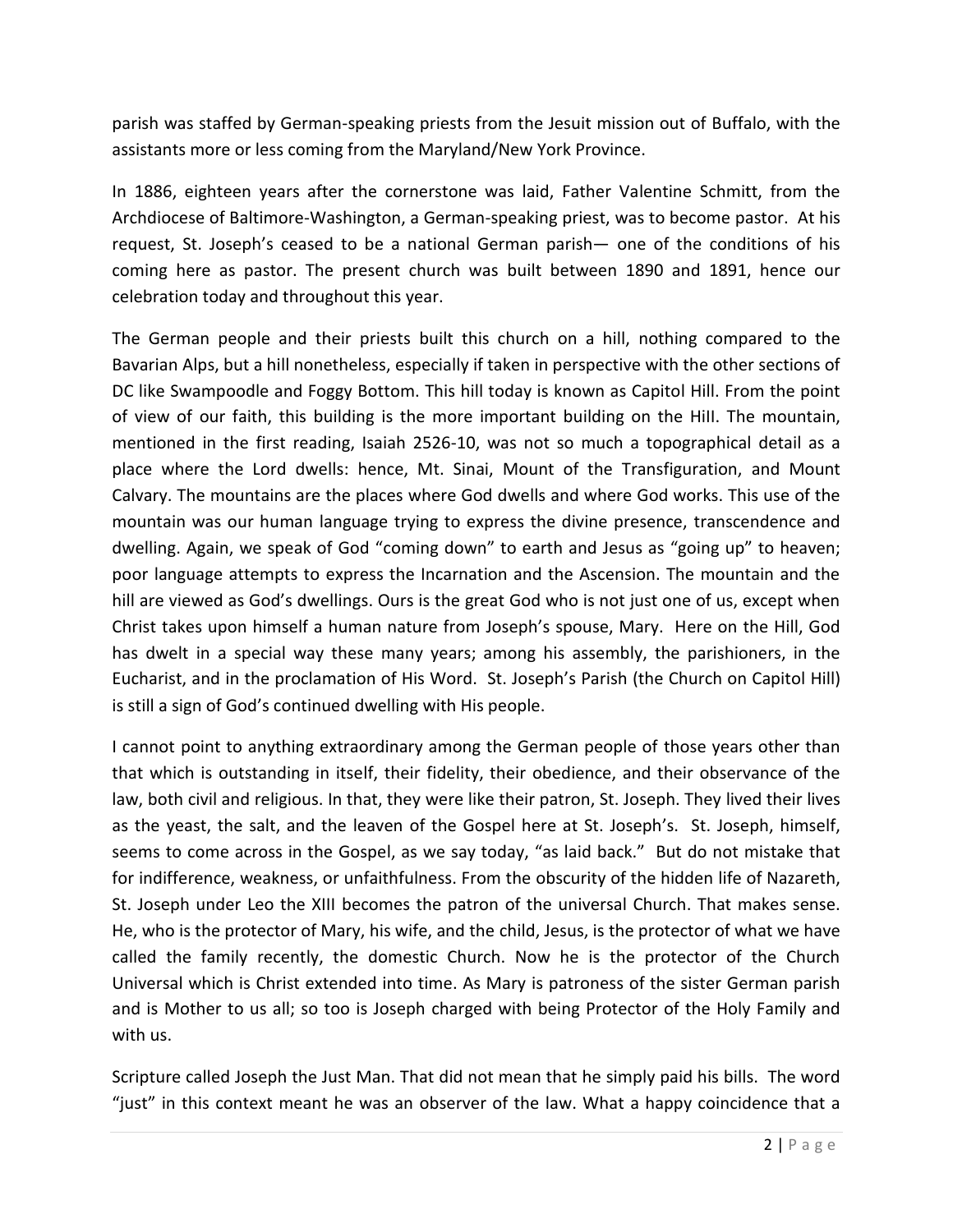parish was staffed by German-speaking priests from the Jesuit mission out of Buffalo, with the assistants more or less coming from the Maryland/New York Province.

In 1886, eighteen years after the cornerstone was laid, Father Valentine Schmitt, from the Archdiocese of Baltimore-Washington, a German-speaking priest, was to become pastor. At his request, St. Joseph's ceased to be a national German parish— one of the conditions of his coming here as pastor. The present church was built between 1890 and 1891, hence our celebration today and throughout this year.

The German people and their priests built this church on a hill, nothing compared to the Bavarian Alps, but a hill nonetheless, especially if taken in perspective with the other sections of DC like Swampoodle and Foggy Bottom. This hill today is known as Capitol Hill. From the point of view of our faith, this building is the more important building on the Hill. The mountain, mentioned in the first reading, Isaiah 2526-10, was not so much a topographical detail as a place where the Lord dwells: hence, Mt. Sinai, Mount of the Transfiguration, and Mount Calvary. The mountains are the places where God dwells and where God works. This use of the mountain was our human language trying to express the divine presence, transcendence and dwelling. Again, we speak of God "coming down" to earth and Jesus as "going up" to heaven; poor language attempts to express the Incarnation and the Ascension. The mountain and the hill are viewed as God's dwellings. Ours is the great God who is not just one of us, except when Christ takes upon himself a human nature from Joseph's spouse, Mary. Here on the Hill, God has dwelt in a special way these many years; among his assembly, the parishioners, in the Eucharist, and in the proclamation of His Word. St. Joseph's Parish (the Church on Capitol Hill) is still a sign of God's continued dwelling with His people.

I cannot point to anything extraordinary among the German people of those years other than that which is outstanding in itself, their fidelity, their obedience, and their observance of the law, both civil and religious. In that, they were like their patron, St. Joseph. They lived their lives as the yeast, the salt, and the leaven of the Gospel here at St. Joseph's. St. Joseph, himself, seems to come across in the Gospel, as we say today, "as laid back." But do not mistake that for indifference, weakness, or unfaithfulness. From the obscurity of the hidden life of Nazareth, St. Joseph under Leo the XIII becomes the patron of the universal Church. That makes sense. He, who is the protector of Mary, his wife, and the child, Jesus, is the protector of what we have called the family recently, the domestic Church. Now he is the protector of the Church Universal which is Christ extended into time. As Mary is patroness of the sister German parish and is Mother to us all; so too is Joseph charged with being Protector of the Holy Family and with us.

Scripture called Joseph the Just Man. That did not mean that he simply paid his bills. The word "just" in this context meant he was an observer of the law. What a happy coincidence that a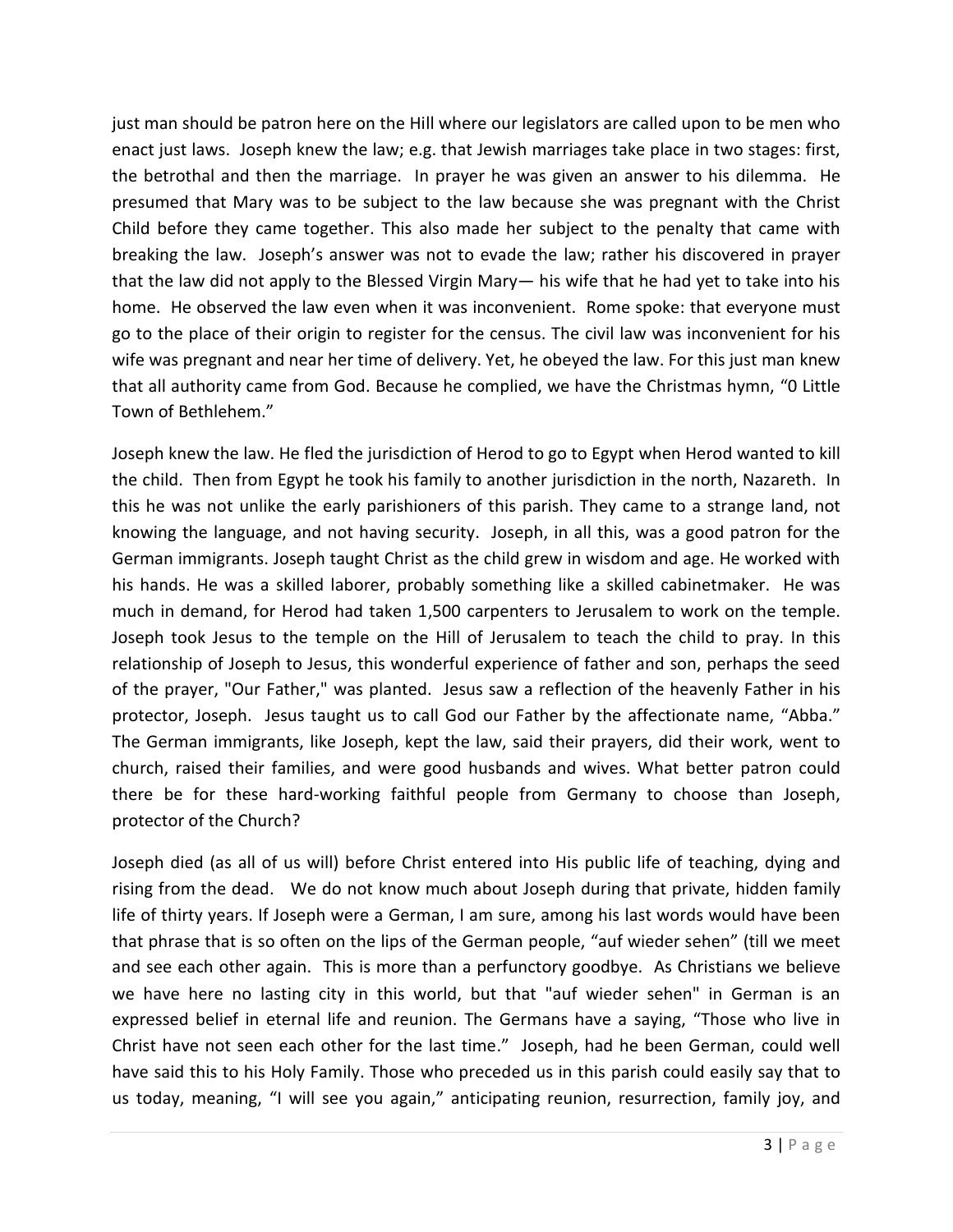just man should be patron here on the Hill where our legislators are called upon to be men who enact just laws. Joseph knew the law; e.g. that Jewish marriages take place in two stages: first, the betrothal and then the marriage. In prayer he was given an answer to his dilemma. He presumed that Mary was to be subject to the law because she was pregnant with the Christ Child before they came together. This also made her subject to the penalty that came with breaking the law. Joseph's answer was not to evade the law; rather his discovered in prayer that the law did not apply to the Blessed Virgin Mary— his wife that he had yet to take into his home. He observed the law even when it was inconvenient. Rome spoke: that everyone must go to the place of their origin to register for the census. The civil law was inconvenient for his wife was pregnant and near her time of delivery. Yet, he obeyed the law. For this just man knew that all authority came from God. Because he complied, we have the Christmas hymn, "0 Little Town of Bethlehem."

Joseph knew the law. He fled the jurisdiction of Herod to go to Egypt when Herod wanted to kill the child. Then from Egypt he took his family to another jurisdiction in the north, Nazareth. In this he was not unlike the early parishioners of this parish. They came to a strange land, not knowing the language, and not having security. Joseph, in all this, was a good patron for the German immigrants. Joseph taught Christ as the child grew in wisdom and age. He worked with his hands. He was a skilled laborer, probably something like a skilled cabinetmaker. He was much in demand, for Herod had taken 1,500 carpenters to Jerusalem to work on the temple. Joseph took Jesus to the temple on the Hill of Jerusalem to teach the child to pray. In this relationship of Joseph to Jesus, this wonderful experience of father and son, perhaps the seed of the prayer, "Our Father," was planted. Jesus saw a reflection of the heavenly Father in his protector, Joseph. Jesus taught us to call God our Father by the affectionate name, "Abba." The German immigrants, like Joseph, kept the law, said their prayers, did their work, went to church, raised their families, and were good husbands and wives. What better patron could there be for these hard-working faithful people from Germany to choose than Joseph, protector of the Church?

Joseph died (as all of us will) before Christ entered into His public life of teaching, dying and rising from the dead. We do not know much about Joseph during that private, hidden family life of thirty years. If Joseph were a German, I am sure, among his last words would have been that phrase that is so often on the lips of the German people, "auf wieder sehen" (till we meet and see each other again. This is more than a perfunctory goodbye. As Christians we believe we have here no lasting city in this world, but that "auf wieder sehen" in German is an expressed belief in eternal life and reunion. The Germans have a saying, "Those who live in Christ have not seen each other for the last time." Joseph, had he been German, could well have said this to his Holy Family. Those who preceded us in this parish could easily say that to us today, meaning, "I will see you again," anticipating reunion, resurrection, family joy, and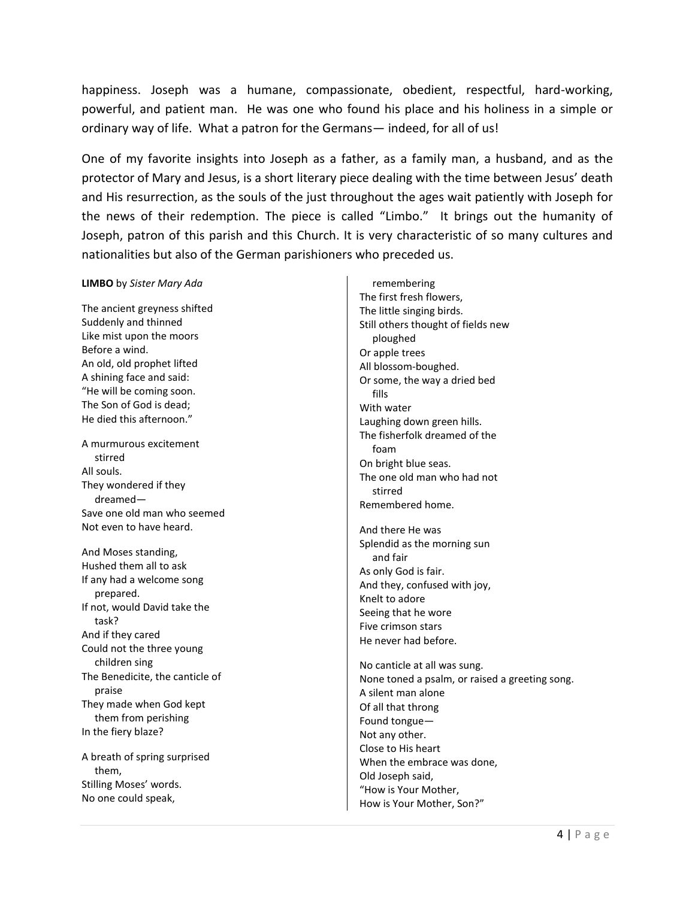happiness. Joseph was a humane, compassionate, obedient, respectful, hard-working, powerful, and patient man. He was one who found his place and his holiness in a simple or ordinary way of life. What a patron for the Germans— indeed, for all of us!

One of my favorite insights into Joseph as a father, as a family man, a husband, and as the protector of Mary and Jesus, is a short literary piece dealing with the time between Jesus' death and His resurrection, as the souls of the just throughout the ages wait patiently with Joseph for the news of their redemption. The piece is called "Limbo." It brings out the humanity of Joseph, patron of this parish and this Church. It is very characteristic of so many cultures and nationalities but also of the German parishioners who preceded us.

**LIMBO** by *Sister Mary Ada*

The ancient greyness shifted  
Suddenly and thinned  
Like mist upon the moors  
Before a wind.  
An old, old prophet lifted  
A shining face and said:  
"He will be coming soon.  
The Son of God is dead;  
He died this afternoon."

A murmurous excitement stirred  
All souls.  
They wondered if they dreamed—  
Save one old man who seemed  
Not even to have heard.

And Moses standing,  
Hushed them all to ask  
If any had a welcome song prepared.  
If not, would David take the task?  
And if they cared  
Could not the three young children sing  
The Benedicite, the canticle of praise  
They made when God kept them from perishing  
In the fiery blaze?

A breath of spring surprised them,  
Stilling Moses' words.  
No one could speak,  
remembering  
The first fresh flowers,  
The little singing birds.  
Still others thought of fields new ploughed  
Or apple trees  
All blossom-boughed.  
Or some, the way a dried bed fills  
With water  
Laughing down green hills.  
The fisherfolk dreamed of the foam  
On bright blue seas.  
The one old man who had not stirred  
Remembered home.

And there He was  
Splendid as the morning sun and fair  
As only God is fair.  
And they, confused with joy,  
Knelt to adore  
Seeing that he wore  
Five crimson stars  
He never had before.

No canticle at all was sung.  
None toned a psalm, or raised a greeting song.  
A silent man alone  
Of all that throng  
Found tongue—  
Not any other.  
Close to His heart  
When the embrace was done,  
Old Joseph said,  
"How is Your Mother,  
How is Your Mother, Son?"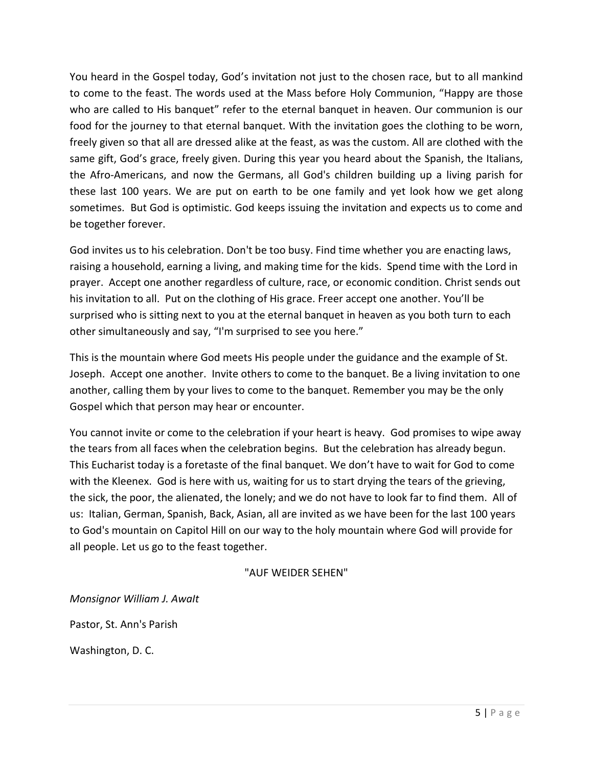You heard in the Gospel today, God's invitation not just to the chosen race, but to all mankind to come to the feast. The words used at the Mass before Holy Communion, "Happy are those who are called to His banquet" refer to the eternal banquet in heaven. Our communion is our food for the journey to that eternal banquet. With the invitation goes the clothing to be worn, freely given so that all are dressed alike at the feast, as was the custom. All are clothed with the same gift, God's grace, freely given. During this year you heard about the Spanish, the Italians, the Afro-Americans, and now the Germans, all God's children building up a living parish for these last 100 years. We are put on earth to be one family and yet look how we get along sometimes. But God is optimistic. God keeps issuing the invitation and expects us to come and be together forever.

God invites us to his celebration. Don't be too busy. Find time whether you are enacting laws, raising a household, earning a living, and making time for the kids. Spend time with the Lord in prayer. Accept one another regardless of culture, race, or economic condition. Christ sends out his invitation to all. Put on the clothing of His grace. Freer accept one another. You'll be surprised who is sitting next to you at the eternal banquet in heaven as you both turn to each other simultaneously and say, "I'm surprised to see you here."

This is the mountain where God meets His people under the guidance and the example of St. Joseph. Accept one another. Invite others to come to the banquet. Be a living invitation to one another, calling them by your lives to come to the banquet. Remember you may be the only Gospel which that person may hear or encounter.

You cannot invite or come to the celebration if your heart is heavy. God promises to wipe away the tears from all faces when the celebration begins. But the celebration has already begun. This Eucharist today is a foretaste of the final banquet. We don't have to wait for God to come with the Kleenex. God is here with us, waiting for us to start drying the tears of the grieving, the sick, the poor, the alienated, the lonely; and we do not have to look far to find them. All of us: Italian, German, Spanish, Back, Asian, all are invited as we have been for the last 100 years to God's mountain on Capitol Hill on our way to the holy mountain where God will provide for all people. Let us go to the feast together.

"AUF WEIDER SEHEN"

*Monsignor William J. Awalt*

Pastor, St. Ann's Parish

Washington, D. C.